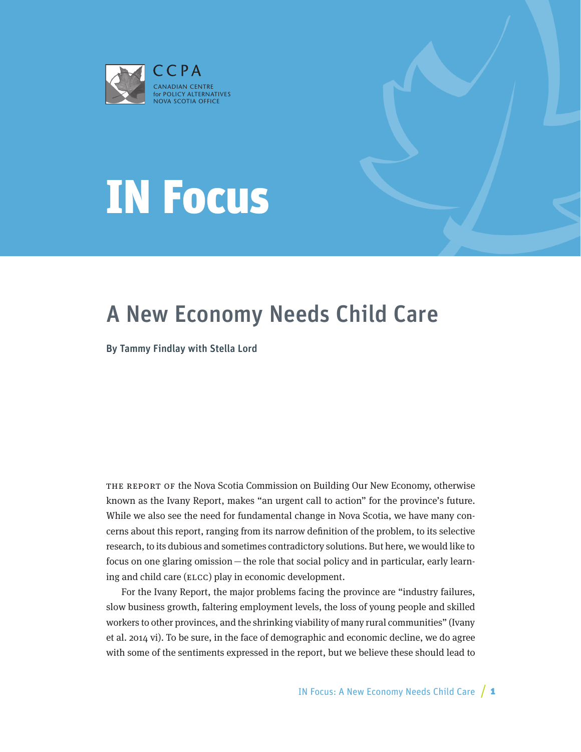CCPA

CANADIAN CENTRE for POLICY ALTERNATIVES NOVA SCOTIA OFFICE

# IN Focus

## A New Economy Needs Child Care

**By Tammy Findlay with Stella Lord**

THE REPORT OF the Nova Scotia Commission on Building Our New Economy, otherwise known as the Ivany Report, makes "an urgent call to action" for the province's future. While we also see the need for fundamental change in Nova Scotia, we have many concerns about this report, ranging from its narrow definition of the problem, to its selective research, to its dubious and sometimes contradictory solutions. But here, we would like to focus on one glaring omission — the role that social policy and in particular, early learning and child care (ELCC) play in economic development.

For the Ivany Report, the major problems facing the province are "industry failures, slow business growth, faltering employment levels, the loss of young people and skilled workers to other provinces, and the shrinking viability of many rural communities" (Ivany et al. 2014 vi). To be sure, in the face of demographic and economic decline, we do agree with some of the sentiments expressed in the report, but we believe these should lead to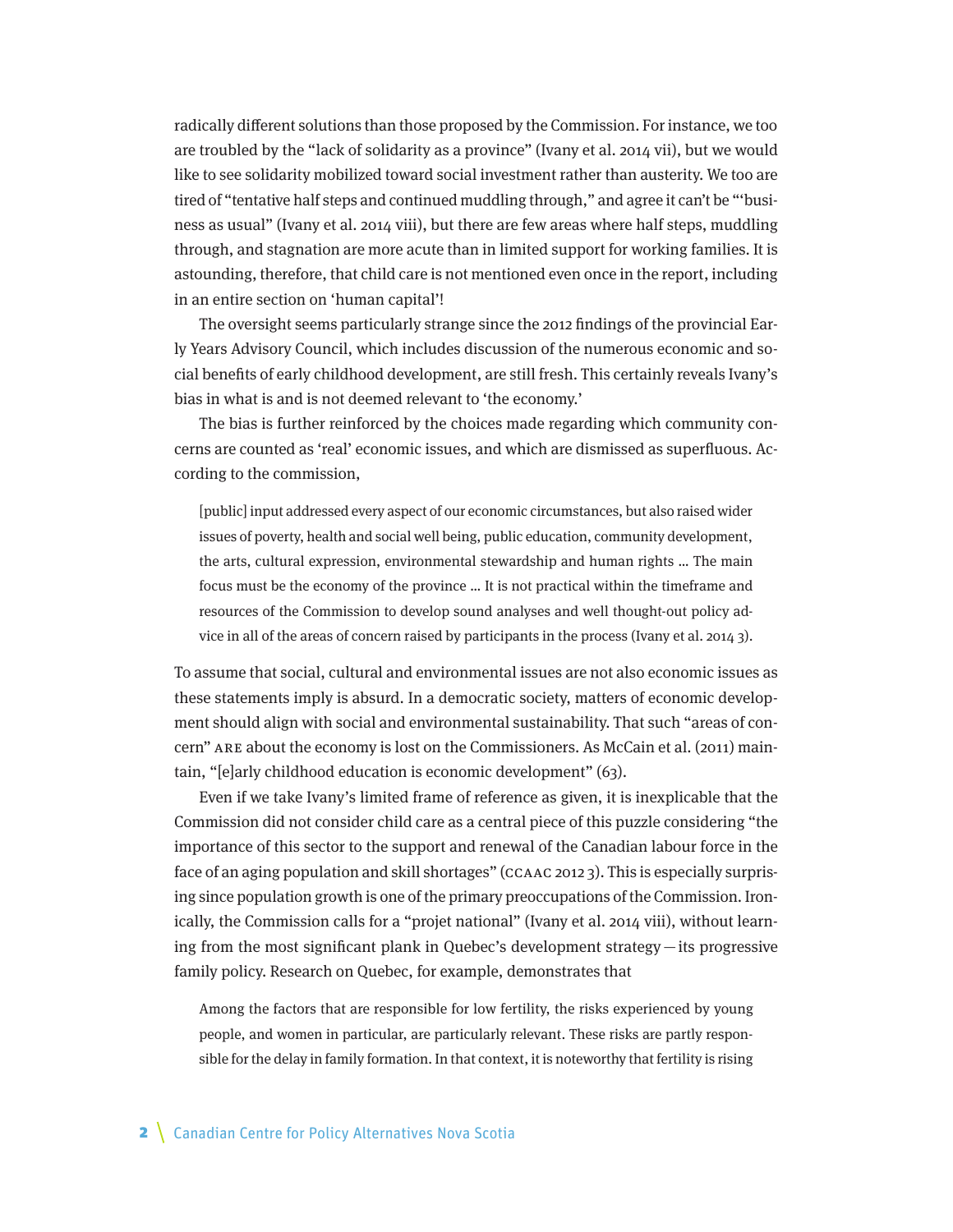radically different solutions than those proposed by the Commission. For instance, we too are troubled by the "lack of solidarity as a province" (Ivany et al. 2014 vii), but we would like to see solidarity mobilized toward social investment rather than austerity. We too are tired of "tentative half steps and continued muddling through," and agree it can't be "'business as usual" (Ivany et al. 2014 viii), but there are few areas where half steps, muddling through, and stagnation are more acute than in limited support for working families. It is astounding, therefore, that child care is not mentioned even once in the report, including in an entire section on 'human capital'!

The oversight seems particularly strange since the 2012 findings of the provincial Early Years Advisory Council, which includes discussion of the numerous economic and social benefits of early childhood development, are still fresh. This certainly reveals Ivany's bias in what is and is not deemed relevant to 'the economy.'

The bias is further reinforced by the choices made regarding which community concerns are counted as 'real' economic issues, and which are dismissed as superfluous. According to the commission,

> [public] input addressed every aspect of our economic circumstances, but also raised wider issues of poverty, health and social well being, public education, community development, the arts, cultural expression, environmental stewardship and human rights … The main focus must be the economy of the province … It is not practical within the timeframe and resources of the Commission to develop sound analyses and well thought-out policy advice in all of the areas of concern raised by participants in the process (Ivany et al. 2014 3).

To assume that social, cultural and environmental issues are not also economic issues as these statements imply is absurd. In a democratic society, matters of economic development should align with social and environmental sustainability. That such "areas of concern" ARE about the economy is lost on the Commissioners. As McCain et al. (2011) maintain, "[e]arly childhood education is economic development" (63).

Even if we take Ivany's limited frame of reference as given, it is inexplicable that the Commission did not consider child care as a central piece of this puzzle considering "the importance of this sector to the support and renewal of the Canadian labour force in the face of an aging population and skill shortages" (CCAAC 2012 3). This is especially surprising since population growth is one of the primary preoccupations of the Commission. Ironically, the Commission calls for a "projet national" (Ivany et al. 2014 viii), without learning from the most significant plank in Quebec's development strategy — its progressive family policy. Research on Quebec, for example, demonstrates that

> Among the factors that are responsible for low fertility, the risks experienced by young people, and women in particular, are particularly relevant. These risks are partly responsible for the delay in family formation. In that context, it is noteworthy that fertility is rising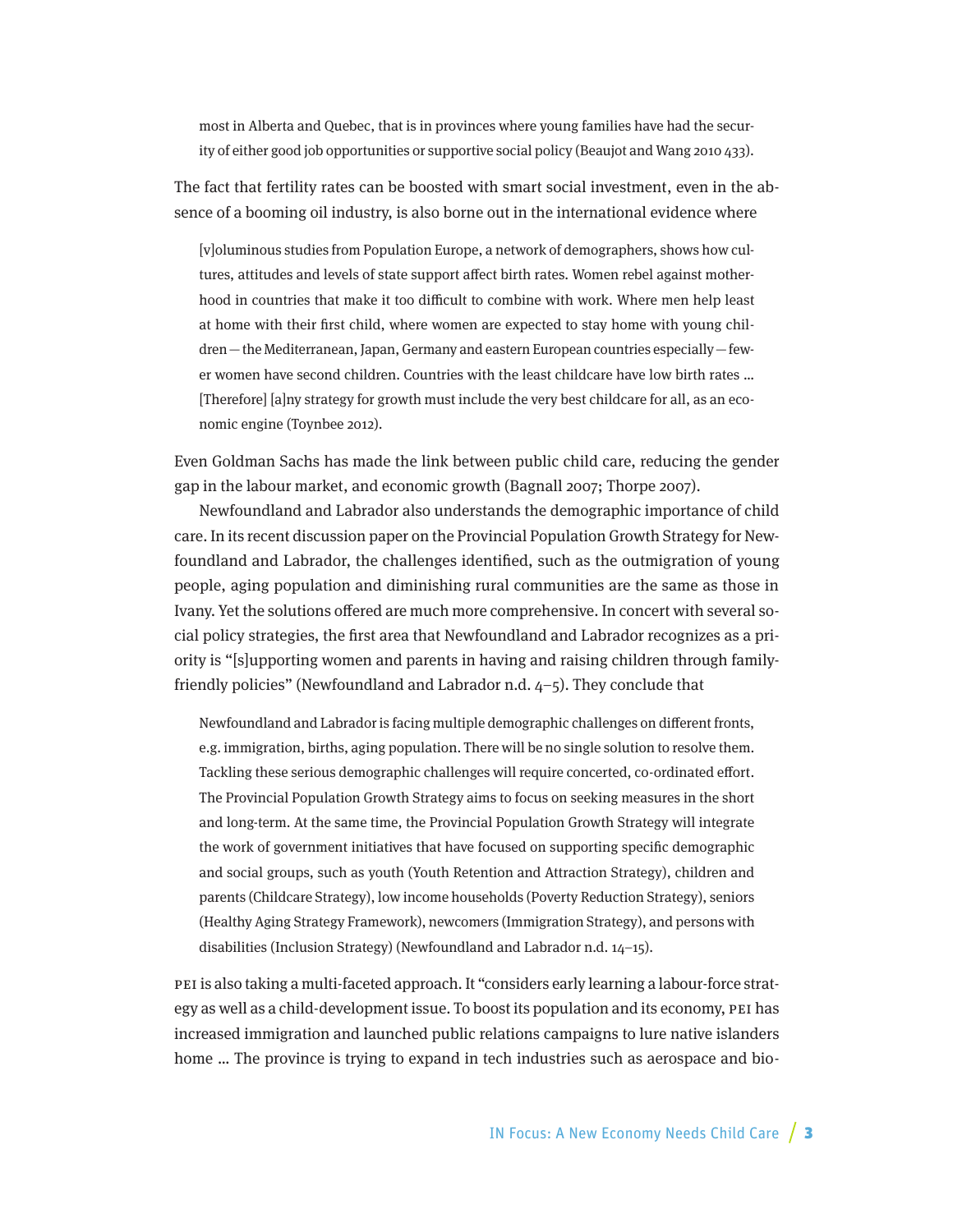> most in Alberta and Quebec, that is in provinces where young families have had the security of either good job opportunities or supportive social policy (Beaujot and Wang 2010 433).

The fact that fertility rates can be boosted with smart social investment, even in the absence of a booming oil industry, is also borne out in the international evidence where

> [v]oluminous studies from Population Europe, a network of demographers, shows how cultures, attitudes and levels of state support affect birth rates. Women rebel against motherhood in countries that make it too difficult to combine with work. Where men help least at home with their first child, where women are expected to stay home with young children — the Mediterranean, Japan, Germany and eastern European countries especially — fewer women have second children. Countries with the least childcare have low birth rates … [Therefore] [a]ny strategy for growth must include the very best childcare for all, as an economic engine (Toynbee 2012).

Even Goldman Sachs has made the link between public child care, reducing the gender gap in the labour market, and economic growth (Bagnall 2007; Thorpe 2007).

Newfoundland and Labrador also understands the demographic importance of child care. In its recent discussion paper on the Provincial Population Growth Strategy for Newfoundland and Labrador, the challenges identified, such as the outmigration of young people, aging population and diminishing rural communities are the same as those in Ivany. Yet the solutions offered are much more comprehensive. In concert with several social policy strategies, the first area that Newfoundland and Labrador recognizes as a priority is "[s]upporting women and parents in having and raising children through family-friendly policies" (Newfoundland and Labrador n.d. 4–5). They conclude that

> Newfoundland and Labrador is facing multiple demographic challenges on different fronts, e.g. immigration, births, aging population. There will be no single solution to resolve them. Tackling these serious demographic challenges will require concerted, co-ordinated effort. The Provincial Population Growth Strategy aims to focus on seeking measures in the short and long-term. At the same time, the Provincial Population Growth Strategy will integrate the work of government initiatives that have focused on supporting specific demographic and social groups, such as youth (Youth Retention and Attraction Strategy), children and parents (Childcare Strategy), low income households (Poverty Reduction Strategy), seniors (Healthy Aging Strategy Framework), newcomers (Immigration Strategy), and persons with disabilities (Inclusion Strategy) (Newfoundland and Labrador n.d. 14–15).

PEI is also taking a multi-faceted approach. It "considers early learning a labour-force strategy as well as a child-development issue. To boost its population and its economy, PEI has increased immigration and launched public relations campaigns to lure native islanders home … The province is trying to expand in tech industries such as aerospace and bio-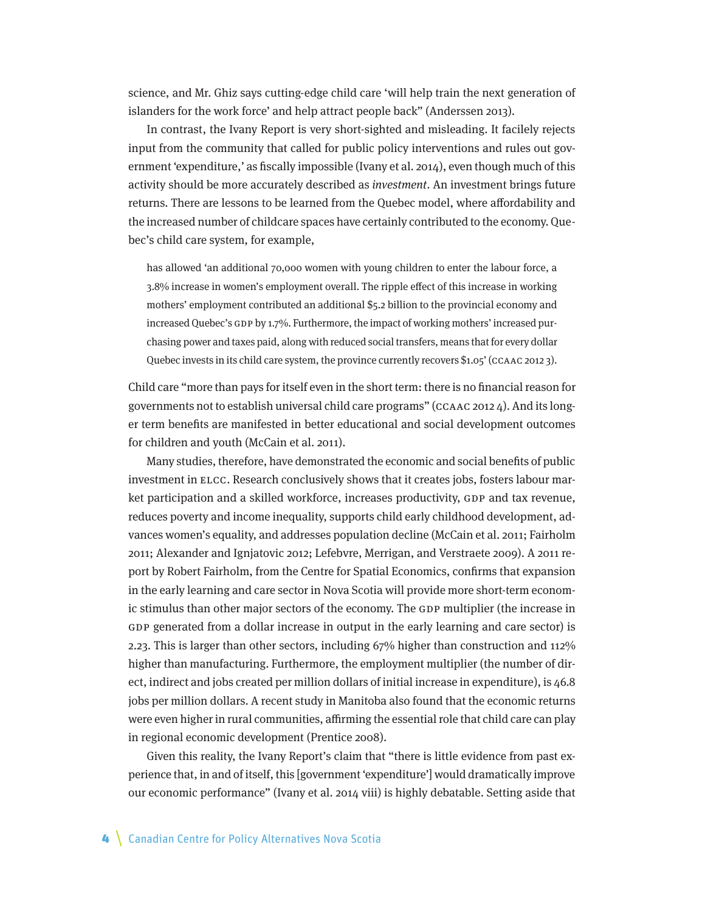science, and Mr. Ghiz says cutting-edge child care 'will help train the next generation of islanders for the work force' and help attract people back" (Anderssen 2013).

In contrast, the Ivany Report is very short-sighted and misleading. It facilely rejects input from the community that called for public policy interventions and rules out government 'expenditure,' as fiscally impossible (Ivany et al. 2014), even though much of this activity should be more accurately described as *investment*. An investment brings future returns. There are lessons to be learned from the Quebec model, where affordability and the increased number of childcare spaces have certainly contributed to the economy. Quebec's child care system, for example,

> has allowed 'an additional 70,000 women with young children to enter the labour force, a 3.8% increase in women's employment overall. The ripple effect of this increase in working mothers' employment contributed an additional $5.2 billion to the provincial economy and increased Quebec's GDP by 1.7%. Furthermore, the impact of working mothers' increased purchasing power and taxes paid, along with reduced social transfers, means that for every dollar Quebec invests in its child care system, the province currently recovers $1.05' (CCAAC 2012 3).

Child care "more than pays for itself even in the short term: there is no financial reason for governments not to establish universal child care programs" (CCAAC 2012 4). And its longer term benefits are manifested in better educational and social development outcomes for children and youth (McCain et al. 2011).

Many studies, therefore, have demonstrated the economic and social benefits of public investment in ELCC. Research conclusively shows that it creates jobs, fosters labour market participation and a skilled workforce, increases productivity, GDP and tax revenue, reduces poverty and income inequality, supports child early childhood development, advances women's equality, and addresses population decline (McCain et al. 2011; Fairholm 2011; Alexander and Ignjatovic 2012; Lefebvre, Merrigan, and Verstraete 2009). A 2011 report by Robert Fairholm, from the Centre for Spatial Economics, confirms that expansion in the early learning and care sector in Nova Scotia will provide more short-term economic stimulus than other major sectors of the economy. The GDP multiplier (the increase in GDP generated from a dollar increase in output in the early learning and care sector) is 2.23. This is larger than other sectors, including 67% higher than construction and 112% higher than manufacturing. Furthermore, the employment multiplier (the number of direct, indirect and jobs created per million dollars of initial increase in expenditure), is 46.8 jobs per million dollars. A recent study in Manitoba also found that the economic returns were even higher in rural communities, affirming the essential role that child care can play in regional economic development (Prentice 2008).

Given this reality, the Ivany Report's claim that "there is little evidence from past experience that, in and of itself, this [government 'expenditure'] would dramatically improve our economic performance" (Ivany et al. 2014 viii) is highly debatable. Setting aside that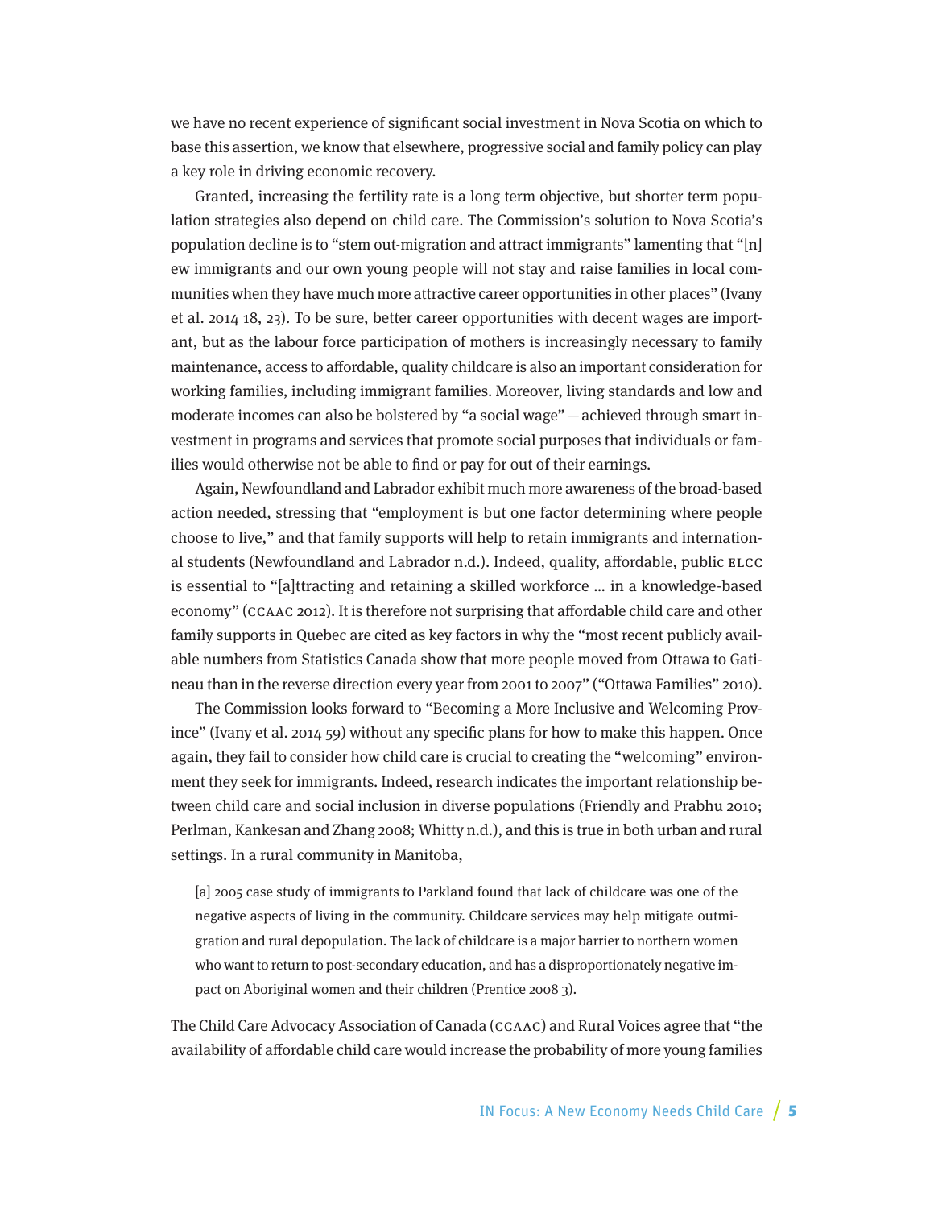we have no recent experience of significant social investment in Nova Scotia on which to base this assertion, we know that elsewhere, progressive social and family policy can play a key role in driving economic recovery.

Granted, increasing the fertility rate is a long term objective, but shorter term population strategies also depend on child care. The Commission's solution to Nova Scotia's population decline is to "stem out-migration and attract immigrants" lamenting that "[n]ew immigrants and our own young people will not stay and raise families in local communities when they have much more attractive career opportunities in other places" (Ivany et al. 2014 18, 23). To be sure, better career opportunities with decent wages are important, but as the labour force participation of mothers is increasingly necessary to family maintenance, access to affordable, quality childcare is also an important consideration for working families, including immigrant families. Moreover, living standards and low and moderate incomes can also be bolstered by "a social wage" — achieved through smart investment in programs and services that promote social purposes that individuals or families would otherwise not be able to find or pay for out of their earnings.

Again, Newfoundland and Labrador exhibit much more awareness of the broad-based action needed, stressing that "employment is but one factor determining where people choose to live," and that family supports will help to retain immigrants and international students (Newfoundland and Labrador n.d.). Indeed, quality, affordable, public ELCC is essential to "[a]ttracting and retaining a skilled workforce … in a knowledge-based economy" (CCAAC 2012). It is therefore not surprising that affordable child care and other family supports in Quebec are cited as key factors in why the "most recent publicly available numbers from Statistics Canada show that more people moved from Ottawa to Gatineau than in the reverse direction every year from 2001 to 2007" ("Ottawa Families" 2010).

The Commission looks forward to "Becoming a More Inclusive and Welcoming Province" (Ivany et al. 2014 59) without any specific plans for how to make this happen. Once again, they fail to consider how child care is crucial to creating the "welcoming" environment they seek for immigrants. Indeed, research indicates the important relationship between child care and social inclusion in diverse populations (Friendly and Prabhu 2010; Perlman, Kankesan and Zhang 2008; Whitty n.d.), and this is true in both urban and rural settings. In a rural community in Manitoba,

> [a] 2005 case study of immigrants to Parkland found that lack of childcare was one of the negative aspects of living in the community. Childcare services may help mitigate outmigration and rural depopulation. The lack of childcare is a major barrier to northern women who want to return to post-secondary education, and has a disproportionately negative impact on Aboriginal women and their children (Prentice 2008 3).

The Child Care Advocacy Association of Canada (CCAAC) and Rural Voices agree that "the availability of affordable child care would increase the probability of more young families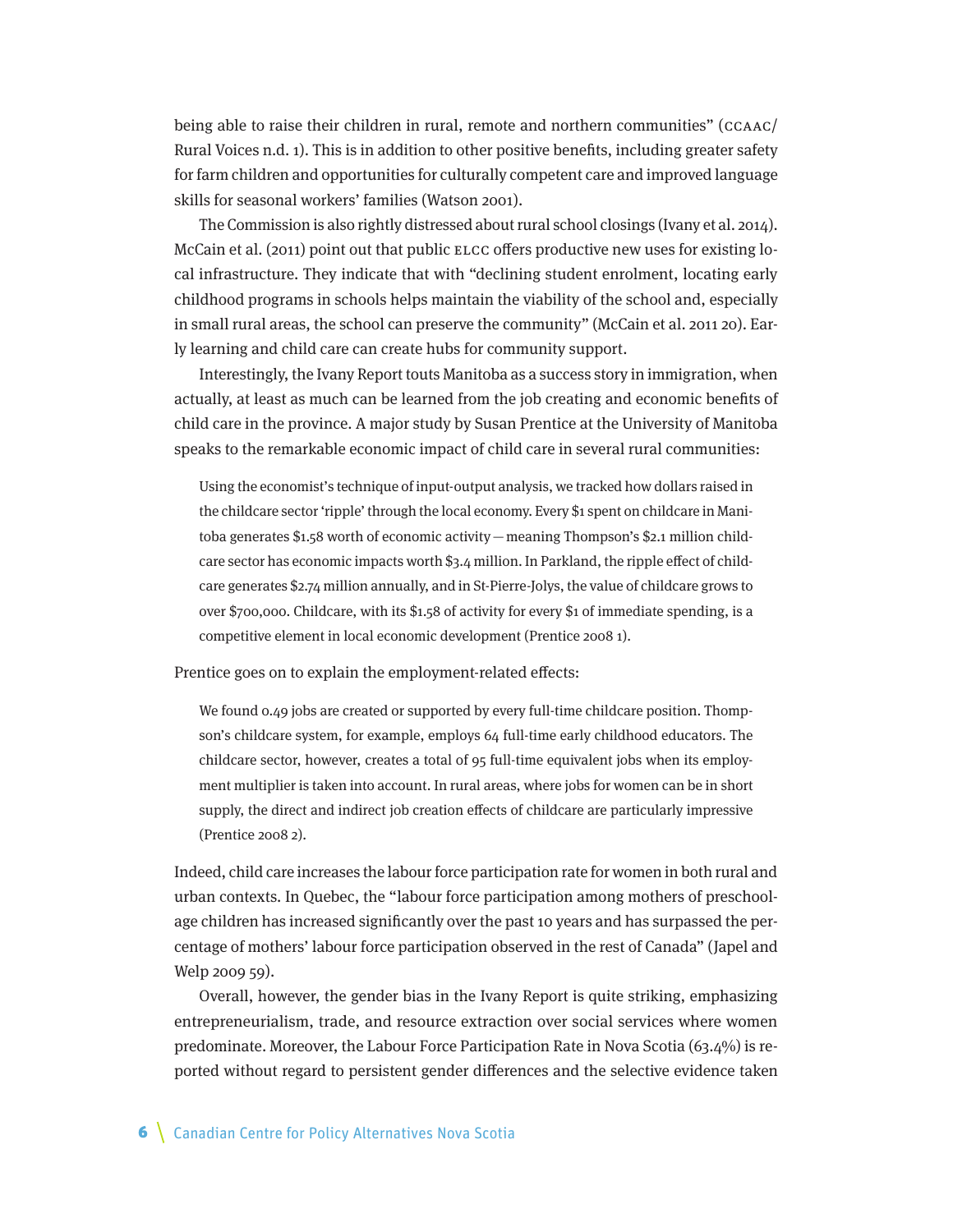being able to raise their children in rural, remote and northern communities" (CCAAC/Rural Voices n.d. 1). This is in addition to other positive benefits, including greater safety for farm children and opportunities for culturally competent care and improved language skills for seasonal workers' families (Watson 2001).

The Commission is also rightly distressed about rural school closings (Ivany et al. 2014). McCain et al. (2011) point out that public ELCC offers productive new uses for existing local infrastructure. They indicate that with "declining student enrolment, locating early childhood programs in schools helps maintain the viability of the school and, especially in small rural areas, the school can preserve the community" (McCain et al. 2011 20). Early learning and child care can create hubs for community support.

Interestingly, the Ivany Report touts Manitoba as a success story in immigration, when actually, at least as much can be learned from the job creating and economic benefits of child care in the province. A major study by Susan Prentice at the University of Manitoba speaks to the remarkable economic impact of child care in several rural communities:

> Using the economist's technique of input-output analysis, we tracked how dollars raised in the childcare sector 'ripple' through the local economy. Every $1 spent on childcare in Manitoba generates $1.58 worth of economic activity—meaning Thompson's $2.1 million childcare sector has economic impacts worth $3.4 million. In Parkland, the ripple effect of childcare generates $2.74 million annually, and in St-Pierre-Jolys, the value of childcare grows to over $700,000. Childcare, with its $1.58 of activity for every $1 of immediate spending, is a competitive element in local economic development (Prentice 2008 1).

Prentice goes on to explain the employment-related effects:

> We found 0.49 jobs are created or supported by every full-time childcare position. Thompson's childcare system, for example, employs 64 full-time early childhood educators. The childcare sector, however, creates a total of 95 full-time equivalent jobs when its employment multiplier is taken into account. In rural areas, where jobs for women can be in short supply, the direct and indirect job creation effects of childcare are particularly impressive (Prentice 2008 2).

Indeed, child care increases the labour force participation rate for women in both rural and urban contexts. In Quebec, the "labour force participation among mothers of preschool-age children has increased significantly over the past 10 years and has surpassed the percentage of mothers' labour force participation observed in the rest of Canada" (Japel and Welp 2009 59).

Overall, however, the gender bias in the Ivany Report is quite striking, emphasizing entrepreneurialism, trade, and resource extraction over social services where women predominate. Moreover, the Labour Force Participation Rate in Nova Scotia (63.4%) is reported without regard to persistent gender differences and the selective evidence taken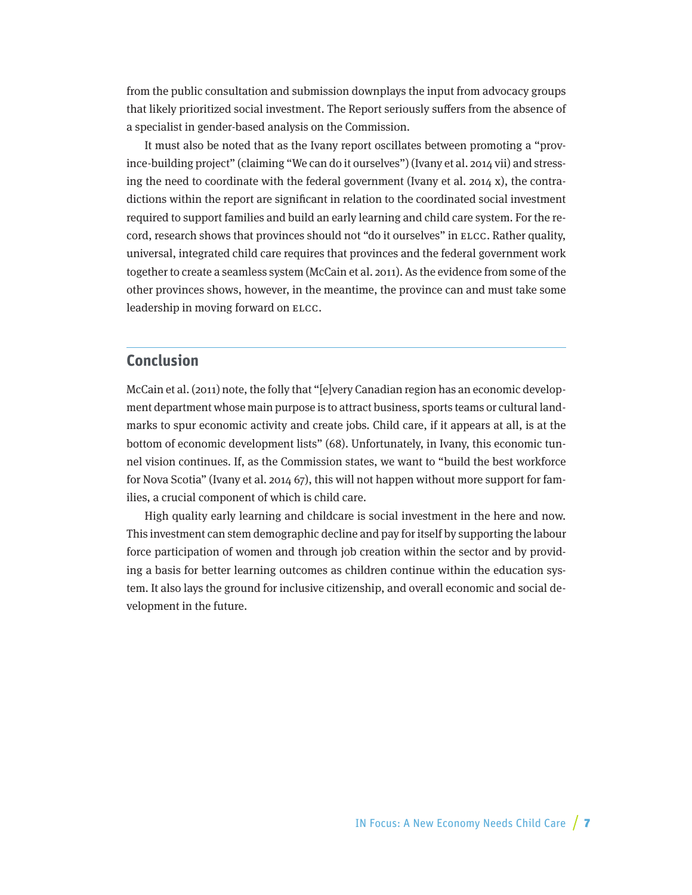from the public consultation and submission downplays the input from advocacy groups that likely prioritized social investment. The Report seriously suffers from the absence of a specialist in gender-based analysis on the Commission.

It must also be noted that as the Ivany report oscillates between promoting a "province-building project" (claiming "We can do it ourselves") (Ivany et al. 2014 vii) and stressing the need to coordinate with the federal government (Ivany et al. 2014 x), the contradictions within the report are significant in relation to the coordinated social investment required to support families and build an early learning and child care system. For the record, research shows that provinces should not "do it ourselves" in ELCC. Rather quality, universal, integrated child care requires that provinces and the federal government work together to create a seamless system (McCain et al. 2011). As the evidence from some of the other provinces shows, however, in the meantime, the province can and must take some leadership in moving forward on ELCC.

## Conclusion

McCain et al. (2011) note, the folly that "[e]very Canadian region has an economic development department whose main purpose is to attract business, sports teams or cultural landmarks to spur economic activity and create jobs. Child care, if it appears at all, is at the bottom of economic development lists" (68). Unfortunately, in Ivany, this economic tunnel vision continues. If, as the Commission states, we want to "build the best workforce for Nova Scotia" (Ivany et al. 2014 67), this will not happen without more support for families, a crucial component of which is child care.

High quality early learning and childcare is social investment in the here and now. This investment can stem demographic decline and pay for itself by supporting the labour force participation of women and through job creation within the sector and by providing a basis for better learning outcomes as children continue within the education system. It also lays the ground for inclusive citizenship, and overall economic and social development in the future.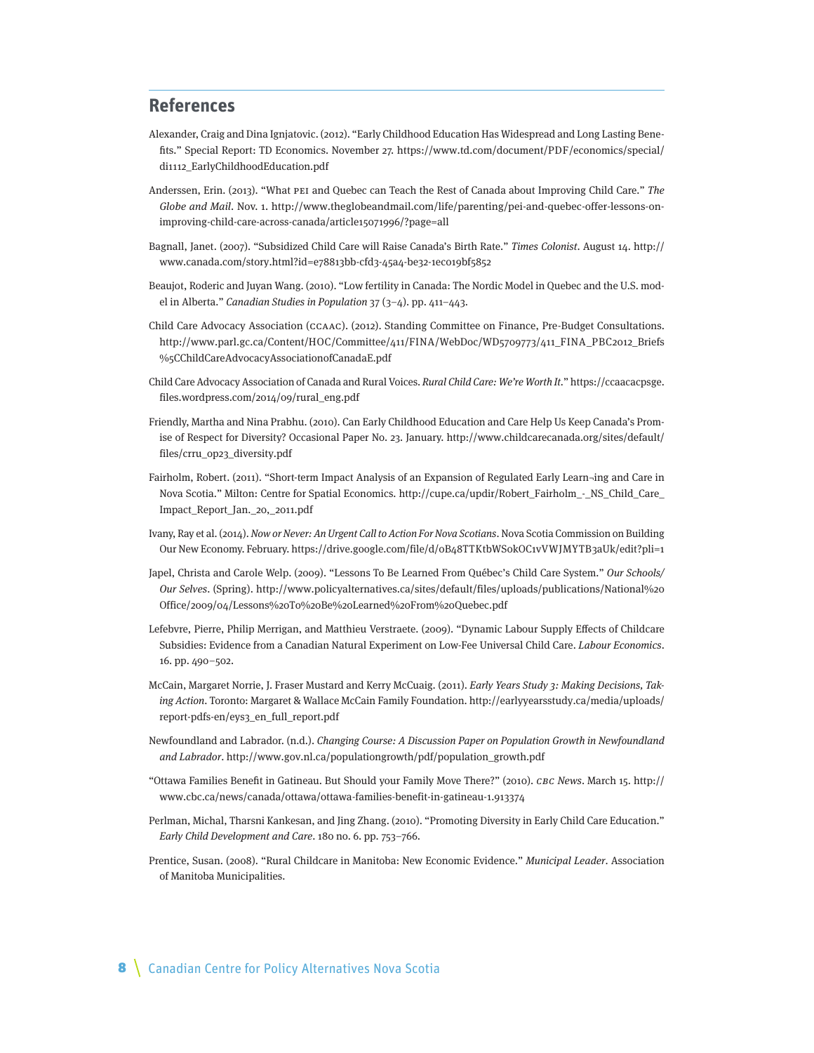## References

Alexander, Craig and Dina Ignjatovic. (2012). "Early Childhood Education Has Widespread and Long Lasting Benefits." Special Report: TD Economics. November 27. https://www.td.com/document/PDF/economics/special/di1112_EarlyChildhoodEducation.pdf

Anderssen, Erin. (2013). "What PEI and Quebec can Teach the Rest of Canada about Improving Child Care." *The Globe and Mail*. Nov. 1. http://www.theglobeandmail.com/life/parenting/pei-and-quebec-offer-lessons-on-improving-child-care-across-canada/article15071996/?page=all

Bagnall, Janet. (2007). "Subsidized Child Care will Raise Canada's Birth Rate." *Times Colonist*. August 14. http://www.canada.com/story.html?id=e78813bb-cfd3-45a4-be32-1ec019bf5852

Beaujot, Roderic and Juyan Wang. (2010). "Low fertility in Canada: The Nordic Model in Quebec and the U.S. model in Alberta." *Canadian Studies in Population* 37 (3–4). pp. 411–443.

Child Care Advocacy Association (CCAAC). (2012). Standing Committee on Finance, Pre-Budget Consultations. http://www.parl.gc.ca/Content/HOC/Committee/411/FINA/WebDoc/WD5709773/411_FINA_PBC2012_Briefs%5CChildCareAdvocacyAssociationofCanadaE.pdf

Child Care Advocacy Association of Canada and Rural Voices. *Rural Child Care: We're Worth It*." https://ccaacacpsge.files.wordpress.com/2014/09/rural_eng.pdf

Friendly, Martha and Nina Prabhu. (2010). Can Early Childhood Education and Care Help Us Keep Canada's Promise of Respect for Diversity? Occasional Paper No. 23. January. http://www.childcarecanada.org/sites/default/files/crru_op23_diversity.pdf

Fairholm, Robert. (2011). "Short-term Impact Analysis of an Expansion of Regulated Early Learn¬ing and Care in Nova Scotia." Milton: Centre for Spatial Economics. http://cupe.ca/updir/Robert_Fairholm_-_NS_Child_Care_Impact_Report_Jan._20,_2011.pdf

Ivany, Ray et al. (2014). *Now or Never: An Urgent Call to Action For Nova Scotians*. Nova Scotia Commission on Building Our New Economy. February. https://drive.google.com/file/d/0B48TTKtbWS0kOC1vVWJMYTB3aUk/edit?pli=1

Japel, Christa and Carole Welp. (2009). "Lessons To Be Learned From Québec's Child Care System." *Our Schools/Our Selves*. (Spring). http://www.policyalternatives.ca/sites/default/files/uploads/publications/National%20Office/2009/04/Lessons%20To%20Be%20Learned%20From%20Quebec.pdf

Lefebvre, Pierre, Philip Merrigan, and Matthieu Verstraete. (2009). "Dynamic Labour Supply Effects of Childcare Subsidies: Evidence from a Canadian Natural Experiment on Low-Fee Universal Child Care. *Labour Economics*. 16. pp. 490–502.

McCain, Margaret Norrie, J. Fraser Mustard and Kerry McCuaig. (2011). *Early Years Study 3: Making Decisions, Taking Action*. Toronto: Margaret & Wallace McCain Family Foundation. http://earlyyearsstudy.ca/media/uploads/report-pdfs-en/eys3_en_full_report.pdf

Newfoundland and Labrador. (n.d.). *Changing Course: A Discussion Paper on Population Growth in Newfoundland and Labrador*. http://www.gov.nl.ca/populationgrowth/pdf/population_growth.pdf

"Ottawa Families Benefit in Gatineau. But Should your Family Move There?" (2010). *CBC News*. March 15. http://www.cbc.ca/news/canada/ottawa/ottawa-families-benefit-in-gatineau-1.913374

Perlman, Michal, Tharsni Kankesan, and Jing Zhang. (2010). "Promoting Diversity in Early Child Care Education." *Early Child Development and Care*. 180 no. 6. pp. 753–766.

Prentice, Susan. (2008). "Rural Childcare in Manitoba: New Economic Evidence." *Municipal Leader*. Association of Manitoba Municipalities.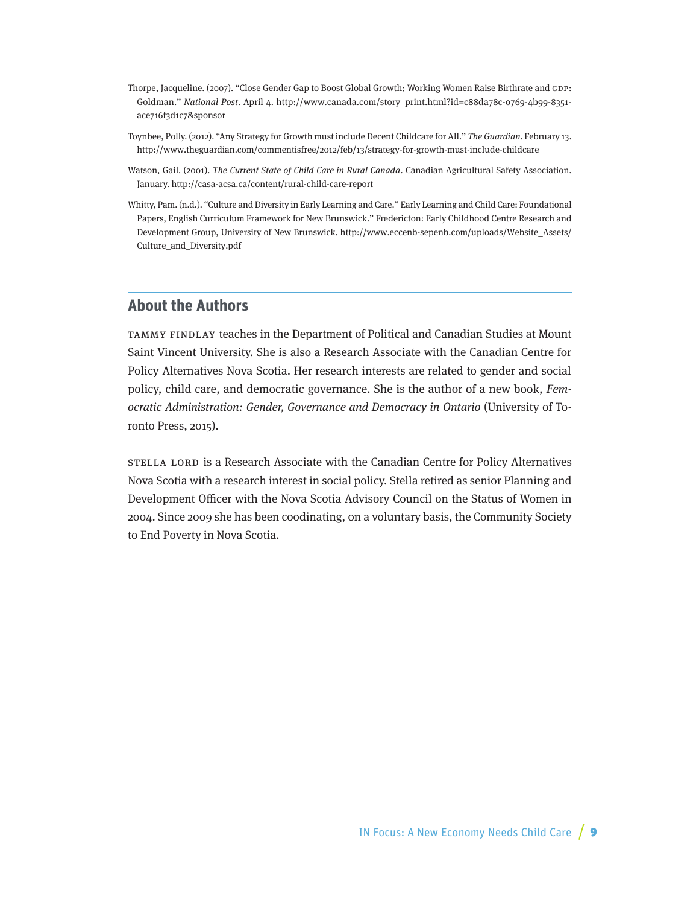Thorpe, Jacqueline. (2007). "Close Gender Gap to Boost Global Growth; Working Women Raise Birthrate and GDP: Goldman." *National Post*. April 4. http://www.canada.com/story_print.html?id=c88da78c-0769-4b99-8351-ace716f3d1c7&sponsor

Toynbee, Polly. (2012). "Any Strategy for Growth must include Decent Childcare for All." *The Guardian*. February 13. http://www.theguardian.com/commentisfree/2012/feb/13/strategy-for-growth-must-include-childcare

Watson, Gail. (2001). *The Current State of Child Care in Rural Canada*. Canadian Agricultural Safety Association. January. http://casa-acsa.ca/content/rural-child-care-report

Whitty, Pam. (n.d.). "Culture and Diversity in Early Learning and Care." Early Learning and Child Care: Foundational Papers, English Curriculum Framework for New Brunswick." Fredericton: Early Childhood Centre Research and Development Group, University of New Brunswick. http://www.eccenb-sepenb.com/uploads/Website_Assets/Culture_and_Diversity.pdf

## About the Authors

TAMMY FINDLAY teaches in the Department of Political and Canadian Studies at Mount Saint Vincent University. She is also a Research Associate with the Canadian Centre for Policy Alternatives Nova Scotia. Her research interests are related to gender and social policy, child care, and democratic governance. She is the author of a new book, *Femocratic Administration: Gender, Governance and Democracy in Ontario* (University of Toronto Press, 2015).

STELLA LORD is a Research Associate with the Canadian Centre for Policy Alternatives Nova Scotia with a research interest in social policy. Stella retired as senior Planning and Development Officer with the Nova Scotia Advisory Council on the Status of Women in 2004. Since 2009 she has been coodinating, on a voluntary basis, the Community Society to End Poverty in Nova Scotia.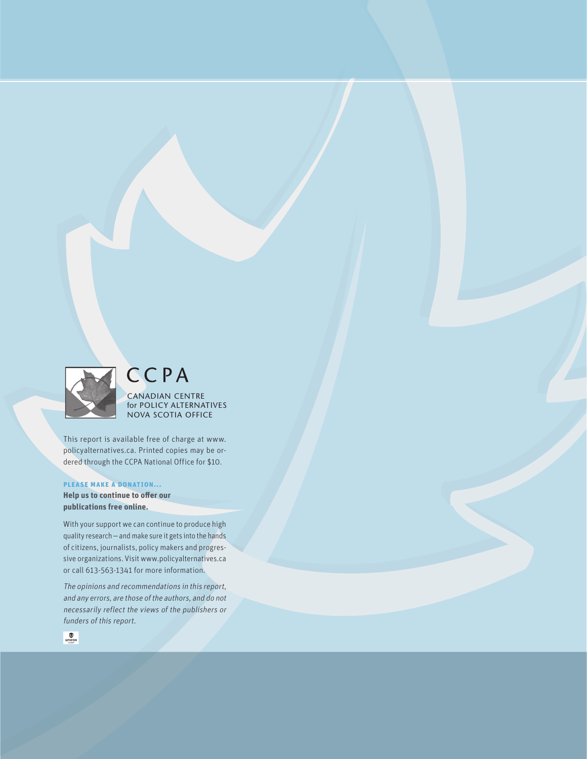CCPA

CANADIAN CENTRE
for POLICY ALTERNATIVES
NOVA SCOTIA OFFICE

This report is available free of charge at www.policyalternatives.ca. Printed copies may be ordered through the CCPA National Office for $10.

**PLEASE MAKE A DONATION...**

**Help us to continue to offer our publications free online.**

With your support we can continue to produce high quality research — and make sure it gets into the hands of citizens, journalists, policy makers and progressive organizations. Visit www.policyalternatives.ca or call 613-563-1341 for more information.

*The opinions and recommendations in this report, and any errors, are those of the authors, and do not necessarily reflect the views of the publishers or funders of this report.*